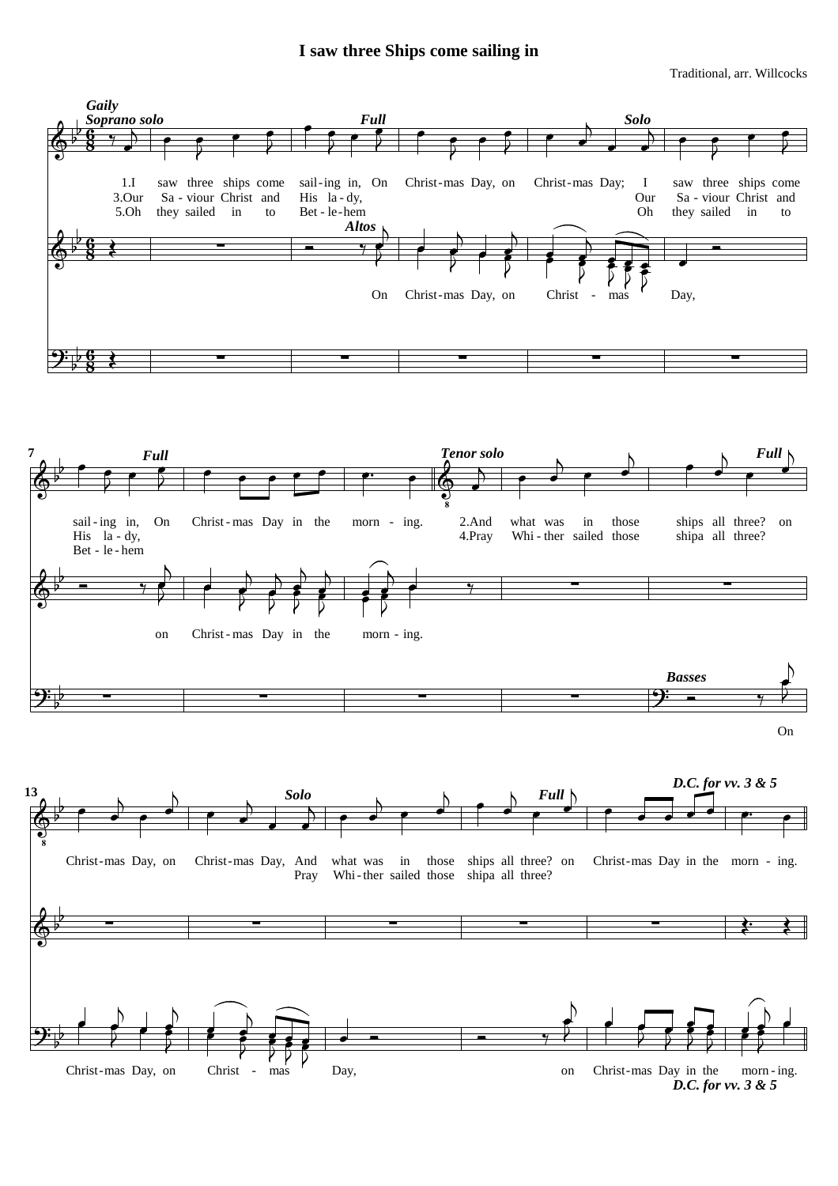# I saw three Ships come sailing in

Traditional, arr. Willcocks

*Gaily*

*Soprano solo* — *Full* — *Solo*

1.I saw three ships come sail-ing in, On Christ-mas Day, on Christ-mas Day; I saw three ships come
3.Our Sa-viour Christ and His la-dy, Our Sa-viour Christ and
5.Oh they sailed in to Bet-le-hem Oh they sailed in to

*Altos*

On Christ-mas Day, on Christ - mas Day,

7

*Full*

sail-ing in, On Christ-mas Day in the morn - ing.
His la-dy,
Bet-le-hem

on Christ-mas Day in the morn-ing.

*Tenor solo* — *Full*

2.And what was in those ships all three? on
4.Pray Whi-ther sailed those shipa all three?

*Basses*

On

13

*Solo* — *Full* — *D.C. for vv. 3 & 5*

Christ-mas Day, on Christ-mas Day, And what was in those ships all three? on Christ-mas Day in the morn - ing.
Pray Whi-ther sailed those shipa all three?

Christ-mas Day, on Christ - mas Day, on Christ-mas Day in the morn-ing.

*D.C. for vv. 3 & 5*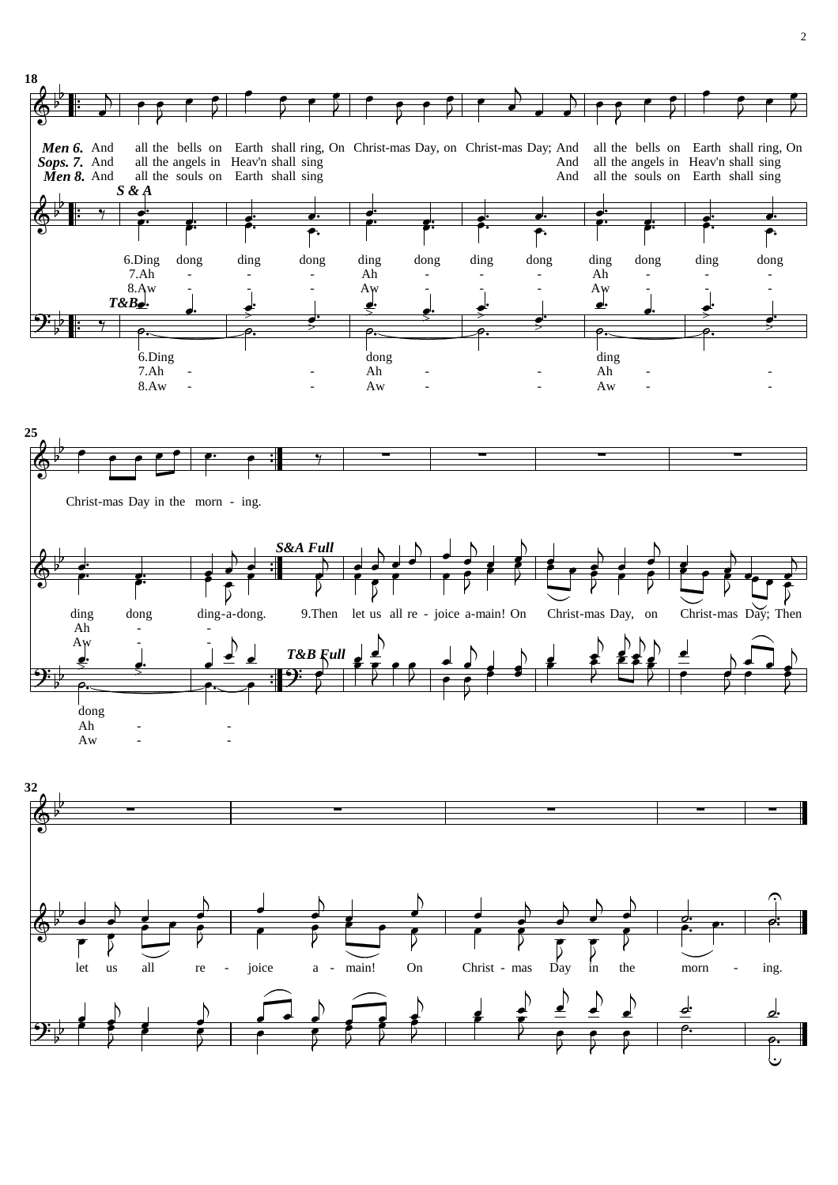18

*Men 6.* And all the bells on Earth shall ring, On Christ-mas Day, on Christ-mas Day; And all the bells on Earth shall ring, On
*Sops. 7.* And all the angels in Heav'n shall sing And all the angels in Heav'n shall sing
*Men 8.* And all the souls on Earth shall sing And all the souls on Earth shall sing

*S & A*

6.Ding dong ding dong ding dong ding dong ding dong ding dong
7.Ah - - - Ah - - - Ah - - -
8.Aw - - - Aw - - - Aw - - -

*T&B*

6.Ding dong ding
7.Ah - - Ah - - Ah - -
8.Aw - - Aw - - Aw - -

25

Christ-mas Day in the morn - ing.

*S&A Full*

ding dong ding-a-dong. 9.Then let us all re - joice a-main! On Christ-mas Day, on Christ-mas Day; Then
Ah - -
Aw - -

*T&B Full*

dong
Ah - -
Aw - -

32

let us all re - joice a - main! On Christ - mas Day in the morn - ing.